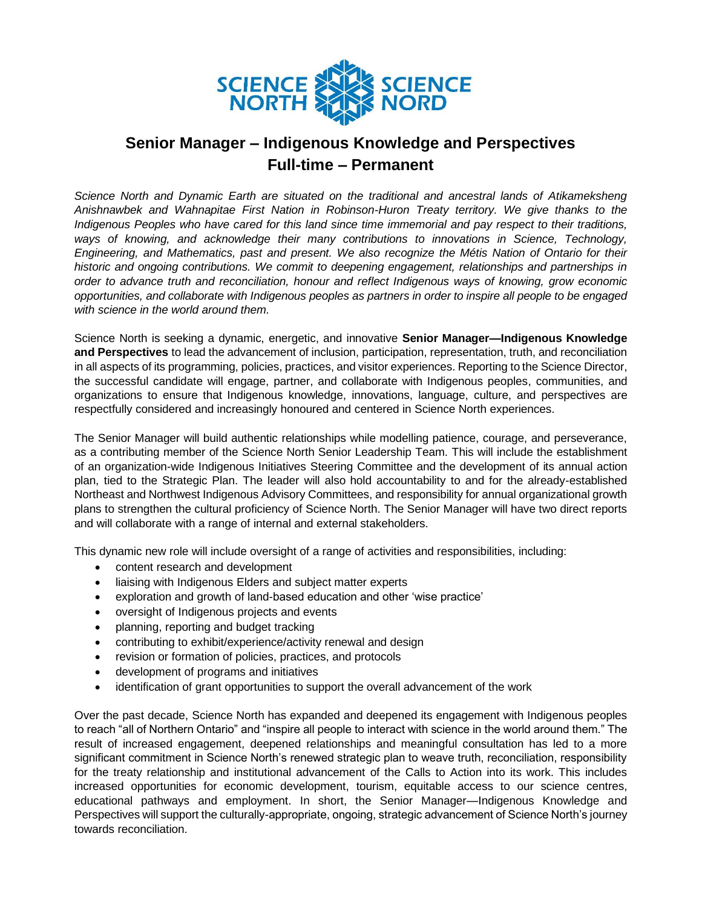SCIENCE NORTH SCIENCE NORD

# Senior Manager – Indigenous Knowledge and Perspectives
## Full-time – Permanent

*Science North and Dynamic Earth are situated on the traditional and ancestral lands of Atikameksheng Anishnawbek and Wahnapitae First Nation in Robinson-Huron Treaty territory. We give thanks to the Indigenous Peoples who have cared for this land since time immemorial and pay respect to their traditions, ways of knowing, and acknowledge their many contributions to innovations in Science, Technology, Engineering, and Mathematics, past and present. We also recognize the Métis Nation of Ontario for their historic and ongoing contributions. We commit to deepening engagement, relationships and partnerships in order to advance truth and reconciliation, honour and reflect Indigenous ways of knowing, grow economic opportunities, and collaborate with Indigenous peoples as partners in order to inspire all people to be engaged with science in the world around them.*

Science North is seeking a dynamic, energetic, and innovative **Senior Manager—Indigenous Knowledge and Perspectives** to lead the advancement of inclusion, participation, representation, truth, and reconciliation in all aspects of its programming, policies, practices, and visitor experiences. Reporting to the Science Director, the successful candidate will engage, partner, and collaborate with Indigenous peoples, communities, and organizations to ensure that Indigenous knowledge, innovations, language, culture, and perspectives are respectfully considered and increasingly honoured and centered in Science North experiences.

The Senior Manager will build authentic relationships while modelling patience, courage, and perseverance, as a contributing member of the Science North Senior Leadership Team. This will include the establishment of an organization-wide Indigenous Initiatives Steering Committee and the development of its annual action plan, tied to the Strategic Plan. The leader will also hold accountability to and for the already-established Northeast and Northwest Indigenous Advisory Committees, and responsibility for annual organizational growth plans to strengthen the cultural proficiency of Science North. The Senior Manager will have two direct reports and will collaborate with a range of internal and external stakeholders.

This dynamic new role will include oversight of a range of activities and responsibilities, including:

- content research and development
- liaising with Indigenous Elders and subject matter experts
- exploration and growth of land-based education and other 'wise practice'
- oversight of Indigenous projects and events
- planning, reporting and budget tracking
- contributing to exhibit/experience/activity renewal and design
- revision or formation of policies, practices, and protocols
- development of programs and initiatives
- identification of grant opportunities to support the overall advancement of the work

Over the past decade, Science North has expanded and deepened its engagement with Indigenous peoples to reach "all of Northern Ontario" and "inspire all people to interact with science in the world around them." The result of increased engagement, deepened relationships and meaningful consultation has led to a more significant commitment in Science North's renewed strategic plan to weave truth, reconciliation, responsibility for the treaty relationship and institutional advancement of the Calls to Action into its work. This includes increased opportunities for economic development, tourism, equitable access to our science centres, educational pathways and employment. In short, the Senior Manager—Indigenous Knowledge and Perspectives will support the culturally-appropriate, ongoing, strategic advancement of Science North's journey towards reconciliation.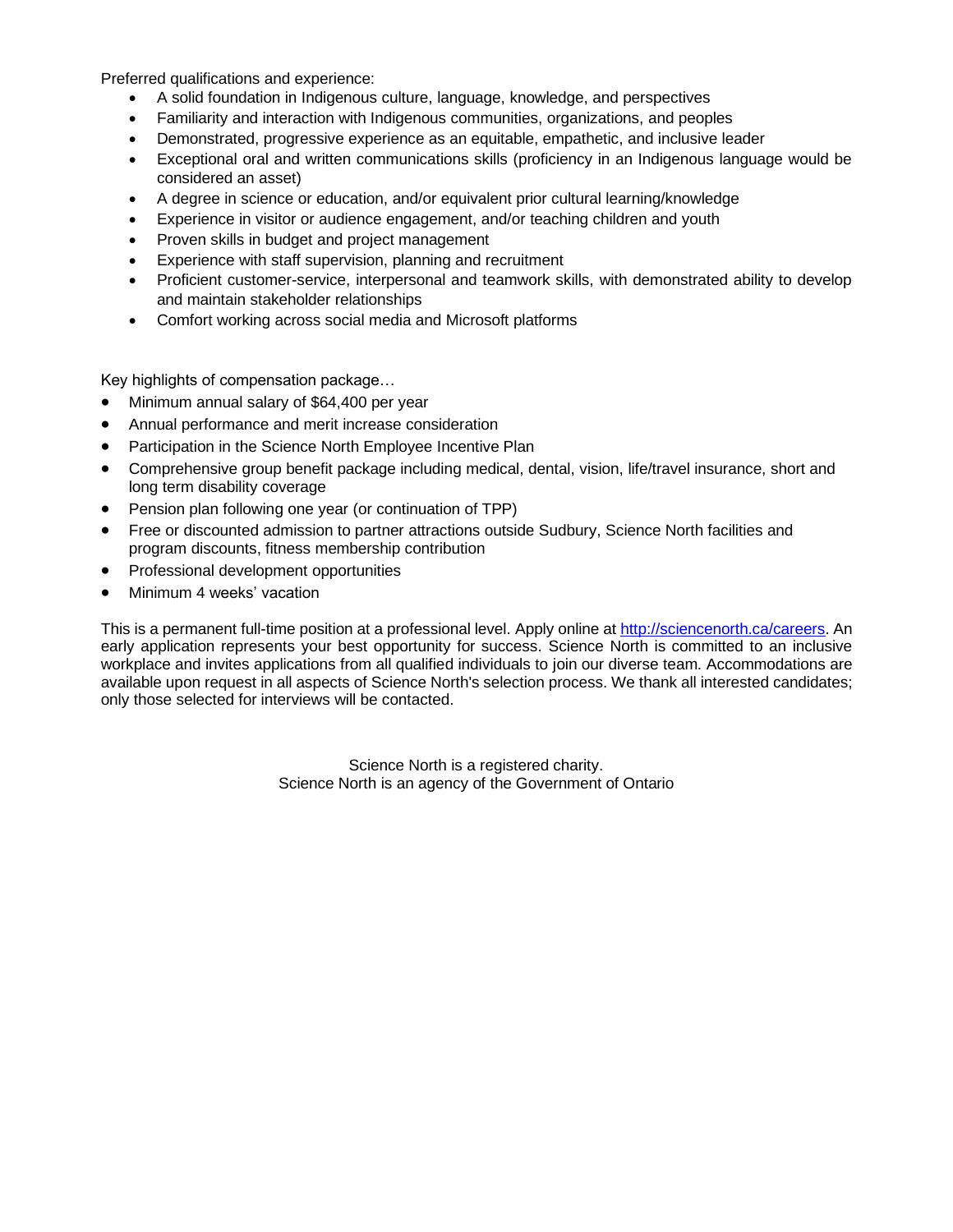Preferred qualifications and experience:

- A solid foundation in Indigenous culture, language, knowledge, and perspectives
- Familiarity and interaction with Indigenous communities, organizations, and peoples
- Demonstrated, progressive experience as an equitable, empathetic, and inclusive leader
- Exceptional oral and written communications skills (proficiency in an Indigenous language would be considered an asset)
- A degree in science or education, and/or equivalent prior cultural learning/knowledge
- Experience in visitor or audience engagement, and/or teaching children and youth
- Proven skills in budget and project management
- Experience with staff supervision, planning and recruitment
- Proficient customer-service, interpersonal and teamwork skills, with demonstrated ability to develop and maintain stakeholder relationships
- Comfort working across social media and Microsoft platforms

Key highlights of compensation package…

- Minimum annual salary of $64,400 per year
- Annual performance and merit increase consideration
- Participation in the Science North Employee Incentive Plan
- Comprehensive group benefit package including medical, dental, vision, life/travel insurance, short and long term disability coverage
- Pension plan following one year (or continuation of TPP)
- Free or discounted admission to partner attractions outside Sudbury, Science North facilities and program discounts, fitness membership contribution
- Professional development opportunities
- Minimum 4 weeks' vacation

This is a permanent full-time position at a professional level. Apply online at [http://sciencenorth.ca/careers](http://sciencenorth.ca/careers). An early application represents your best opportunity for success. Science North is committed to an inclusive workplace and invites applications from all qualified individuals to join our diverse team. Accommodations are available upon request in all aspects of Science North's selection process. We thank all interested candidates; only those selected for interviews will be contacted.

Science North is a registered charity.
Science North is an agency of the Government of Ontario